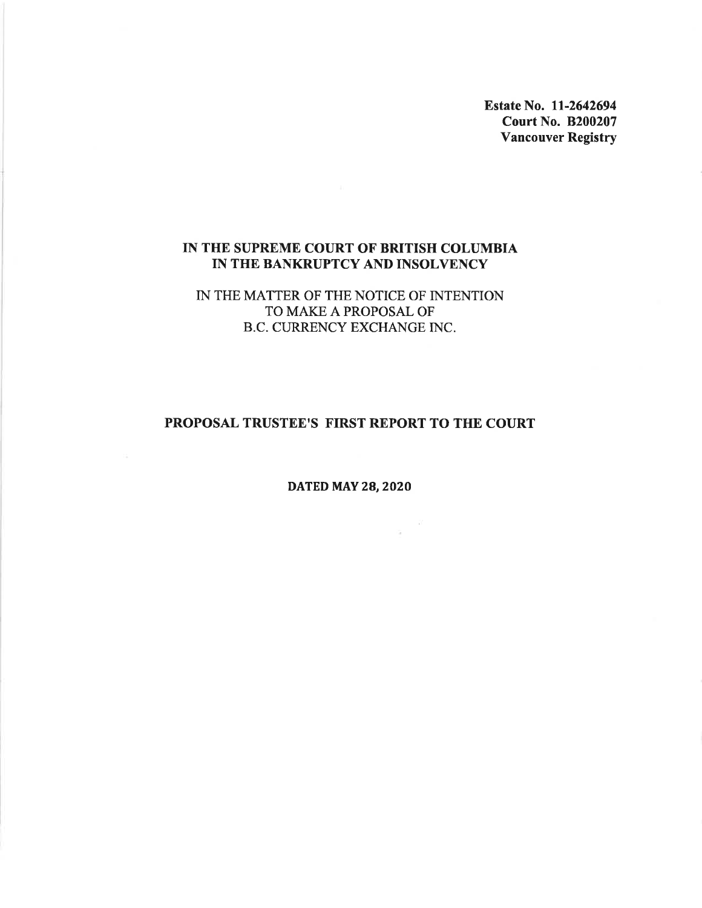**Estate No. 11-2642694**
**Court No. B200207**
**Vancouver Registry**

**IN THE SUPREME COURT OF BRITISH COLUMBIA**
**IN THE BANKRUPTCY AND INSOLVENCY**

IN THE MATTER OF THE NOTICE OF INTENTION
TO MAKE A PROPOSAL OF
B.C. CURRENCY EXCHANGE INC.

# PROPOSAL TRUSTEE'S FIRST REPORT TO THE COURT

**DATED MAY 28, 2020**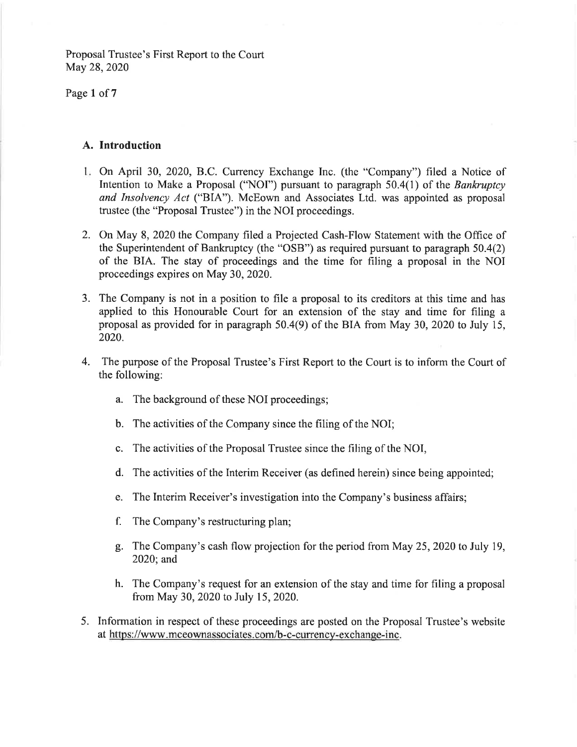## A. Introduction

1. On April 30, 2020, B.C. Currency Exchange Inc. (the "Company") filed a Notice of Intention to Make a Proposal ("NOI") pursuant to paragraph 50.4(1) of the *Bankruptcy and Insolvency Act* ("BIA"). McEown and Associates Ltd. was appointed as proposal trustee (the "Proposal Trustee") in the NOI proceedings.

2. On May 8, 2020 the Company filed a Projected Cash-Flow Statement with the Office of the Superintendent of Bankruptcy (the "OSB") as required pursuant to paragraph 50.4(2) of the BIA. The stay of proceedings and the time for filing a proposal in the NOI proceedings expires on May 30, 2020.

3. The Company is not in a position to file a proposal to its creditors at this time and has applied to this Honourable Court for an extension of the stay and time for filing a proposal as provided for in paragraph 50.4(9) of the BIA from May 30, 2020 to July 15, 2020.

4. The purpose of the Proposal Trustee's First Report to the Court is to inform the Court of the following:

   a. The background of these NOI proceedings;

   b. The activities of the Company since the filing of the NOI;

   c. The activities of the Proposal Trustee since the filing of the NOI,

   d. The activities of the Interim Receiver (as defined herein) since being appointed;

   e. The Interim Receiver's investigation into the Company's business affairs;

   f. The Company's restructuring plan;

   g. The Company's cash flow projection for the period from May 25, 2020 to July 19, 2020; and

   h. The Company's request for an extension of the stay and time for filing a proposal from May 30, 2020 to July 15, 2020.

5. Information in respect of these proceedings are posted on the Proposal Trustee's website at https://www.mceownassociates.com/b-c-currency-exchange-inc.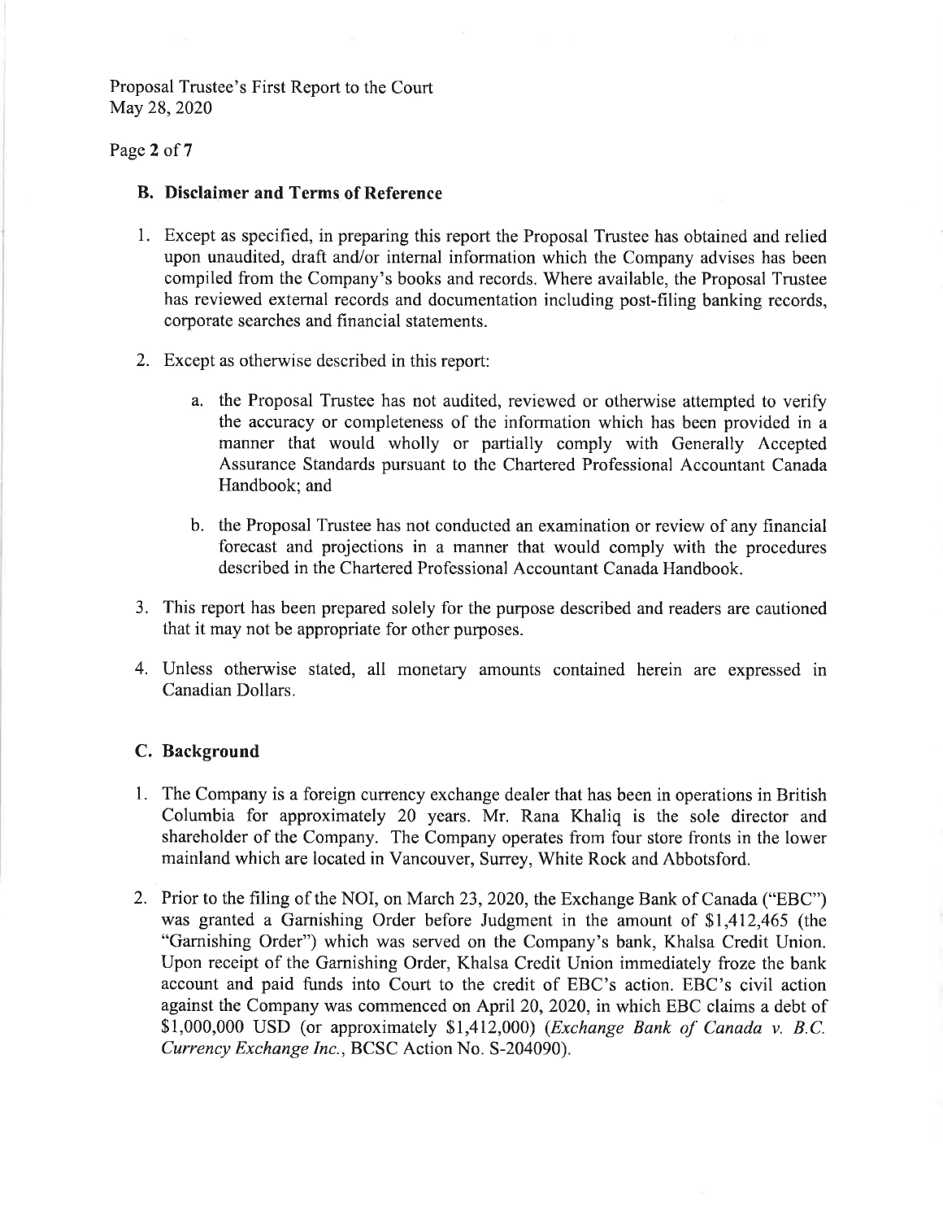## B. Disclaimer and Terms of Reference

1. Except as specified, in preparing this report the Proposal Trustee has obtained and relied upon unaudited, draft and/or internal information which the Company advises has been compiled from the Company's books and records. Where available, the Proposal Trustee has reviewed external records and documentation including post-filing banking records, corporate searches and financial statements.

2. Except as otherwise described in this report:

    a. the Proposal Trustee has not audited, reviewed or otherwise attempted to verify the accuracy or completeness of the information which has been provided in a manner that would wholly or partially comply with Generally Accepted Assurance Standards pursuant to the Chartered Professional Accountant Canada Handbook; and

    b. the Proposal Trustee has not conducted an examination or review of any financial forecast and projections in a manner that would comply with the procedures described in the Chartered Professional Accountant Canada Handbook.

3. This report has been prepared solely for the purpose described and readers are cautioned that it may not be appropriate for other purposes.

4. Unless otherwise stated, all monetary amounts contained herein are expressed in Canadian Dollars.

## C. Background

1. The Company is a foreign currency exchange dealer that has been in operations in British Columbia for approximately 20 years. Mr. Rana Khaliq is the sole director and shareholder of the Company. The Company operates from four store fronts in the lower mainland which are located in Vancouver, Surrey, White Rock and Abbotsford.

2. Prior to the filing of the NOI, on March 23, 2020, the Exchange Bank of Canada ("EBC") was granted a Garnishing Order before Judgment in the amount of $1,412,465 (the "Garnishing Order") which was served on the Company's bank, Khalsa Credit Union. Upon receipt of the Garnishing Order, Khalsa Credit Union immediately froze the bank account and paid funds into Court to the credit of EBC's action. EBC's civil action against the Company was commenced on April 20, 2020, in which EBC claims a debt of $1,000,000 USD (or approximately $1,412,000) (*Exchange Bank of Canada v. B.C. Currency Exchange Inc.*, BCSC Action No. S-204090).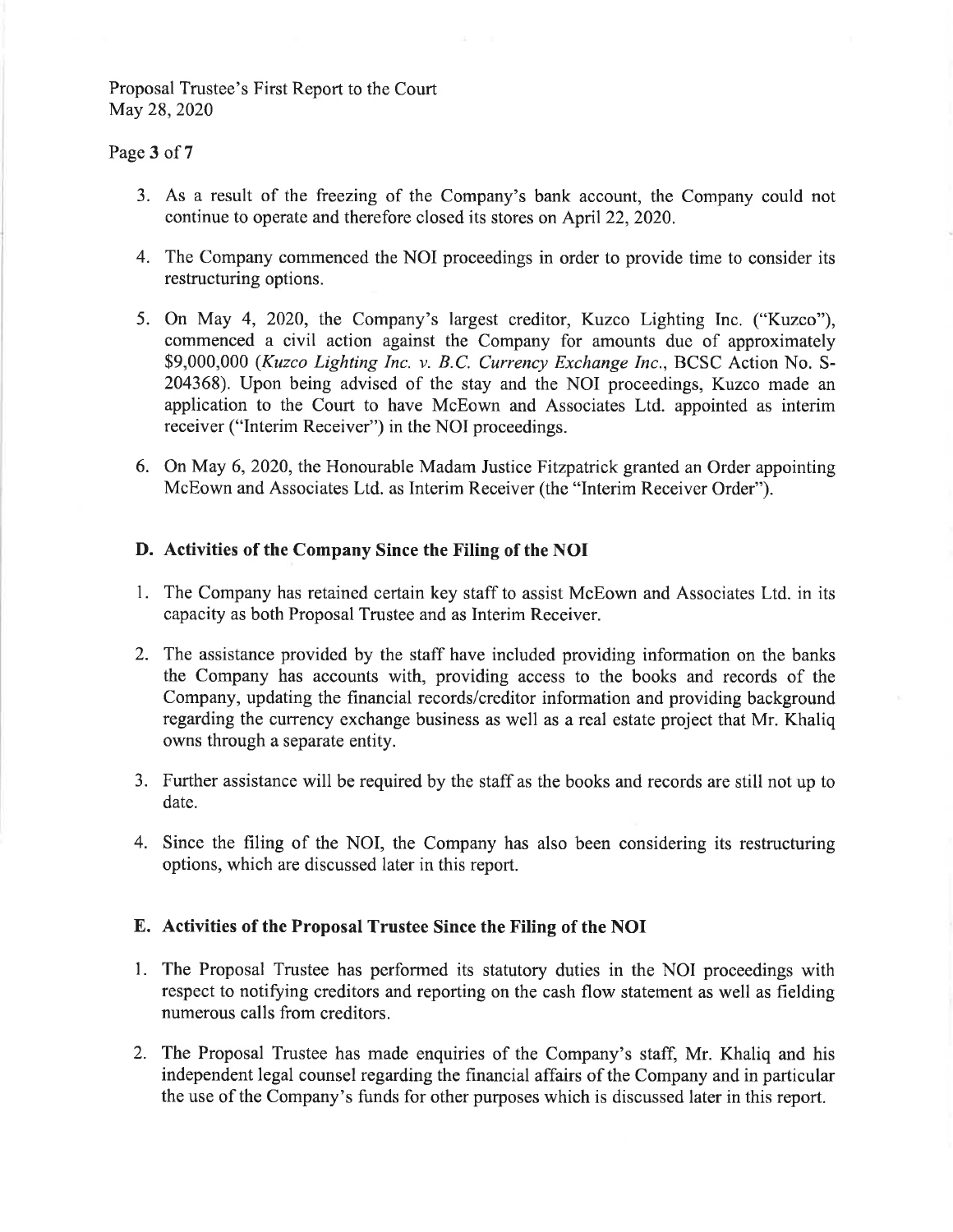3. As a result of the freezing of the Company's bank account, the Company could not continue to operate and therefore closed its stores on April 22, 2020.

4. The Company commenced the NOI proceedings in order to provide time to consider its restructuring options.

5. On May 4, 2020, the Company's largest creditor, Kuzco Lighting Inc. ("Kuzco"), commenced a civil action against the Company for amounts due of approximately $9,000,000 (*Kuzco Lighting Inc. v. B.C. Currency Exchange Inc.*, BCSC Action No. S-204368). Upon being advised of the stay and the NOI proceedings, Kuzco made an application to the Court to have McEown and Associates Ltd. appointed as interim receiver ("Interim Receiver") in the NOI proceedings.

6. On May 6, 2020, the Honourable Madam Justice Fitzpatrick granted an Order appointing McEown and Associates Ltd. as Interim Receiver (the "Interim Receiver Order").

## D. Activities of the Company Since the Filing of the NOI

1. The Company has retained certain key staff to assist McEown and Associates Ltd. in its capacity as both Proposal Trustee and as Interim Receiver.

2. The assistance provided by the staff have included providing information on the banks the Company has accounts with, providing access to the books and records of the Company, updating the financial records/creditor information and providing background regarding the currency exchange business as well as a real estate project that Mr. Khaliq owns through a separate entity.

3. Further assistance will be required by the staff as the books and records are still not up to date.

4. Since the filing of the NOI, the Company has also been considering its restructuring options, which are discussed later in this report.

## E. Activities of the Proposal Trustee Since the Filing of the NOI

1. The Proposal Trustee has performed its statutory duties in the NOI proceedings with respect to notifying creditors and reporting on the cash flow statement as well as fielding numerous calls from creditors.

2. The Proposal Trustee has made enquiries of the Company's staff, Mr. Khaliq and his independent legal counsel regarding the financial affairs of the Company and in particular the use of the Company's funds for other purposes which is discussed later in this report.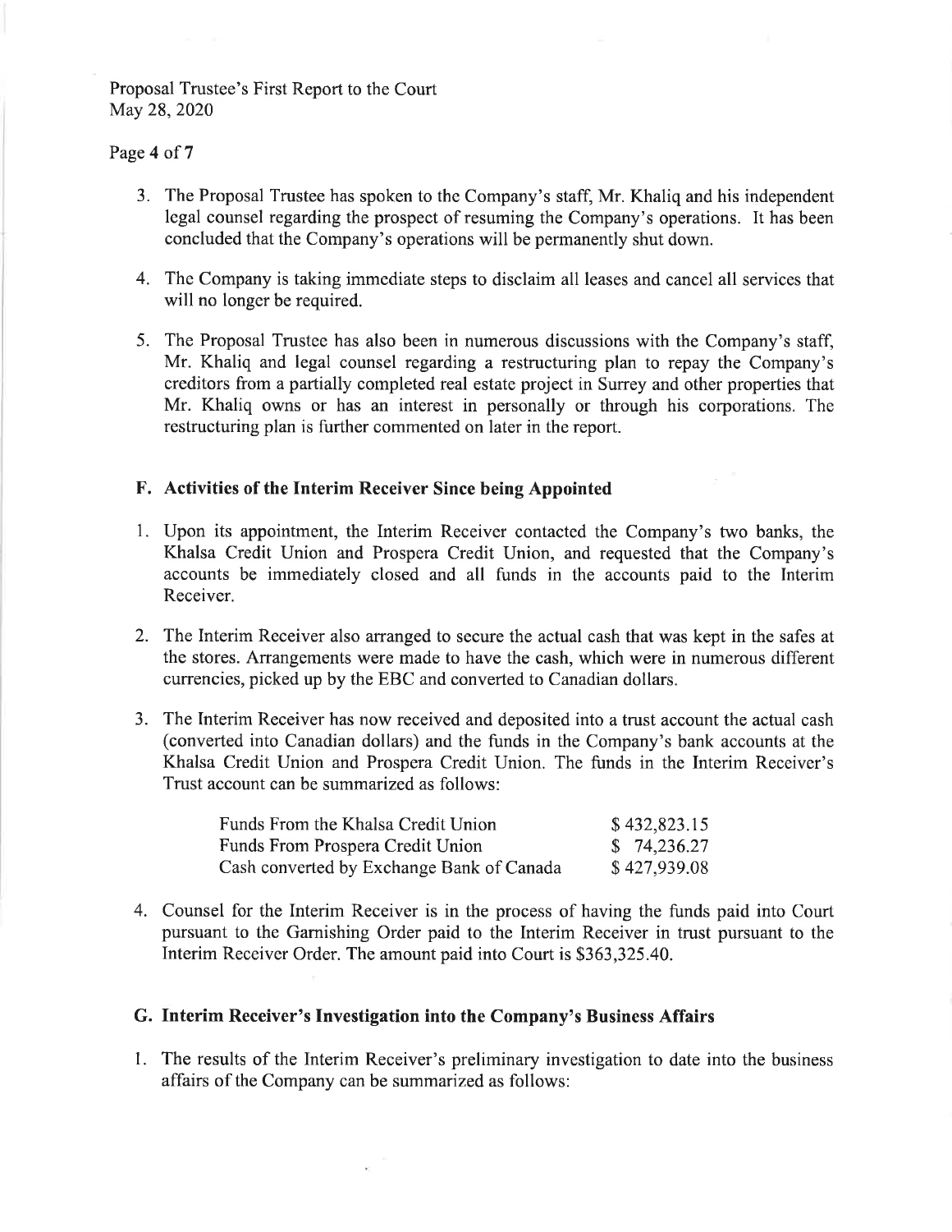3. The Proposal Trustee has spoken to the Company's staff, Mr. Khaliq and his independent legal counsel regarding the prospect of resuming the Company's operations. It has been concluded that the Company's operations will be permanently shut down.

4. The Company is taking immediate steps to disclaim all leases and cancel all services that will no longer be required.

5. The Proposal Trustee has also been in numerous discussions with the Company's staff, Mr. Khaliq and legal counsel regarding a restructuring plan to repay the Company's creditors from a partially completed real estate project in Surrey and other properties that Mr. Khaliq owns or has an interest in personally or through his corporations. The restructuring plan is further commented on later in the report.

## F. Activities of the Interim Receiver Since being Appointed

1. Upon its appointment, the Interim Receiver contacted the Company's two banks, the Khalsa Credit Union and Prospera Credit Union, and requested that the Company's accounts be immediately closed and all funds in the accounts paid to the Interim Receiver.

2. The Interim Receiver also arranged to secure the actual cash that was kept in the safes at the stores. Arrangements were made to have the cash, which were in numerous different currencies, picked up by the EBC and converted to Canadian dollars.

3. The Interim Receiver has now received and deposited into a trust account the actual cash (converted into Canadian dollars) and the funds in the Company's bank accounts at the Khalsa Credit Union and Prospera Credit Union. The funds in the Interim Receiver's Trust account can be summarized as follows:

| | |
|---|---|
| Funds From the Khalsa Credit Union | $ 432,823.15 |
| Funds From Prospera Credit Union | $ 74,236.27 |
| Cash converted by Exchange Bank of Canada | $ 427,939.08 |

4. Counsel for the Interim Receiver is in the process of having the funds paid into Court pursuant to the Garnishing Order paid to the Interim Receiver in trust pursuant to the Interim Receiver Order. The amount paid into Court is $363,325.40.

## G. Interim Receiver's Investigation into the Company's Business Affairs

1. The results of the Interim Receiver's preliminary investigation to date into the business affairs of the Company can be summarized as follows: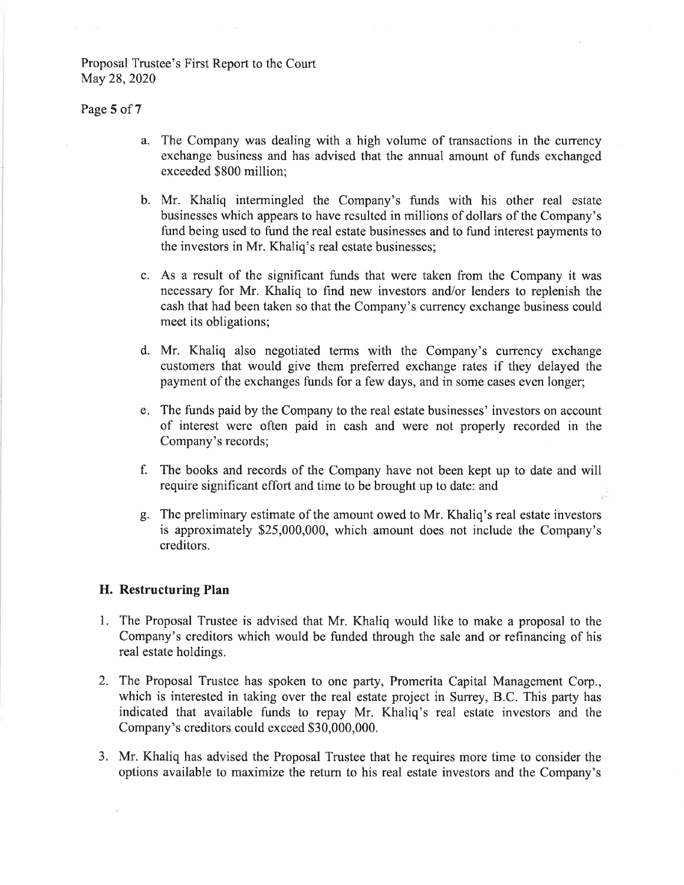a. The Company was dealing with a high volume of transactions in the currency exchange business and has advised that the annual amount of funds exchanged exceeded $800 million;

b. Mr. Khaliq intermingled the Company's funds with his other real estate businesses which appears to have resulted in millions of dollars of the Company's fund being used to fund the real estate businesses and to fund interest payments to the investors in Mr. Khaliq's real estate businesses;

c. As a result of the significant funds that were taken from the Company it was necessary for Mr. Khaliq to find new investors and/or lenders to replenish the cash that had been taken so that the Company's currency exchange business could meet its obligations;

d. Mr. Khaliq also negotiated terms with the Company's currency exchange customers that would give them preferred exchange rates if they delayed the payment of the exchanges funds for a few days, and in some cases even longer;

e. The funds paid by the Company to the real estate businesses' investors on account of interest were often paid in cash and were not properly recorded in the Company's records;

f. The books and records of the Company have not been kept up to date and will require significant effort and time to be brought up to date: and

g. The preliminary estimate of the amount owed to Mr. Khaliq's real estate investors is approximately $25,000,000, which amount does not include the Company's creditors.

## H. Restructuring Plan

1. The Proposal Trustee is advised that Mr. Khaliq would like to make a proposal to the Company's creditors which would be funded through the sale and or refinancing of his real estate holdings.

2. The Proposal Trustee has spoken to one party, Promerita Capital Management Corp., which is interested in taking over the real estate project in Surrey, B.C. This party has indicated that available funds to repay Mr. Khaliq's real estate investors and the Company's creditors could exceed $30,000,000.

3. Mr. Khaliq has advised the Proposal Trustee that he requires more time to consider the options available to maximize the return to his real estate investors and the Company's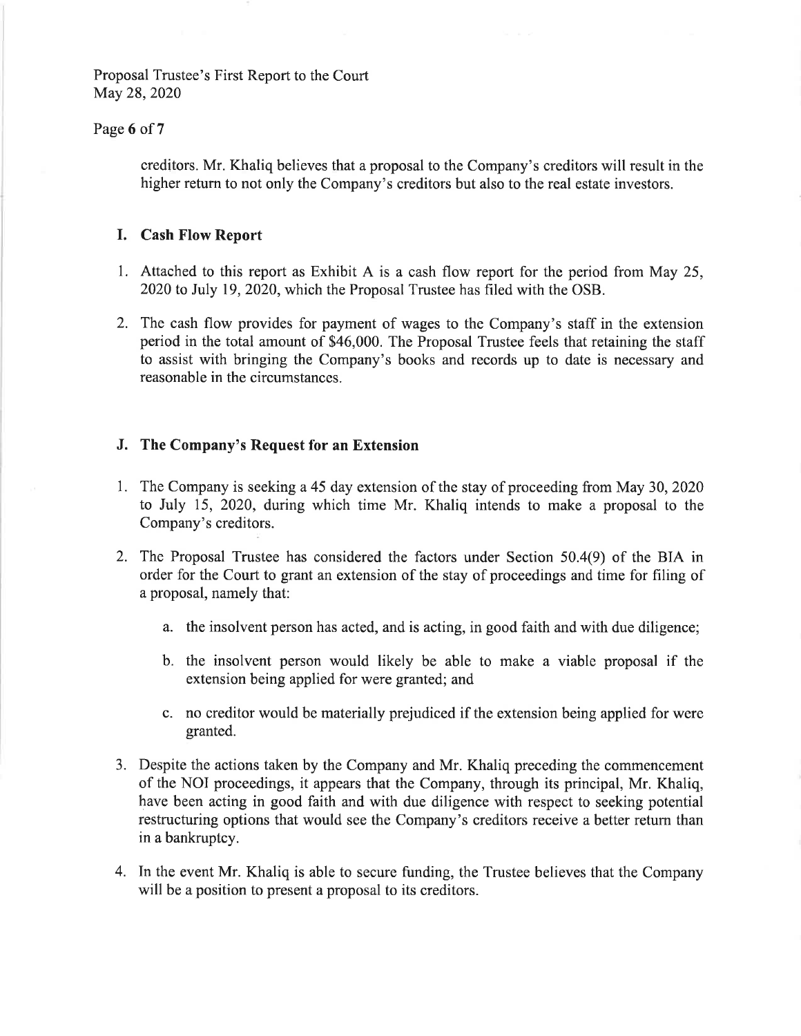creditors. Mr. Khaliq believes that a proposal to the Company's creditors will result in the higher return to not only the Company's creditors but also to the real estate investors.

## I. Cash Flow Report

1. Attached to this report as Exhibit A is a cash flow report for the period from May 25, 2020 to July 19, 2020, which the Proposal Trustee has filed with the OSB.

2. The cash flow provides for payment of wages to the Company's staff in the extension period in the total amount of $46,000. The Proposal Trustee feels that retaining the staff to assist with bringing the Company's books and records up to date is necessary and reasonable in the circumstances.

## J. The Company's Request for an Extension

1. The Company is seeking a 45 day extension of the stay of proceeding from May 30, 2020 to July 15, 2020, during which time Mr. Khaliq intends to make a proposal to the Company's creditors.

2. The Proposal Trustee has considered the factors under Section 50.4(9) of the BIA in order for the Court to grant an extension of the stay of proceedings and time for filing of a proposal, namely that:

   a. the insolvent person has acted, and is acting, in good faith and with due diligence;

   b. the insolvent person would likely be able to make a viable proposal if the extension being applied for were granted; and

   c. no creditor would be materially prejudiced if the extension being applied for were granted.

3. Despite the actions taken by the Company and Mr. Khaliq preceding the commencement of the NOI proceedings, it appears that the Company, through its principal, Mr. Khaliq, have been acting in good faith and with due diligence with respect to seeking potential restructuring options that would see the Company's creditors receive a better return than in a bankruptcy.

4. In the event Mr. Khaliq is able to secure funding, the Trustee believes that the Company will be a position to present a proposal to its creditors.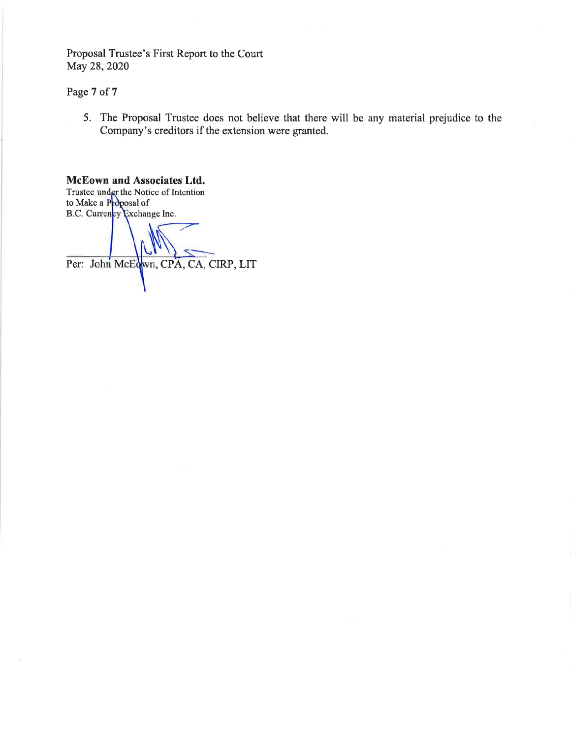5. The Proposal Trustee does not believe that there will be any material prejudice to the Company's creditors if the extension were granted.

**McEown and Associates Ltd.**
Trustee under the Notice of Intention
to Make a Proposal of
B.C. Currency Exchange Inc.

Per: John McEown, CPA, CA, CIRP, LIT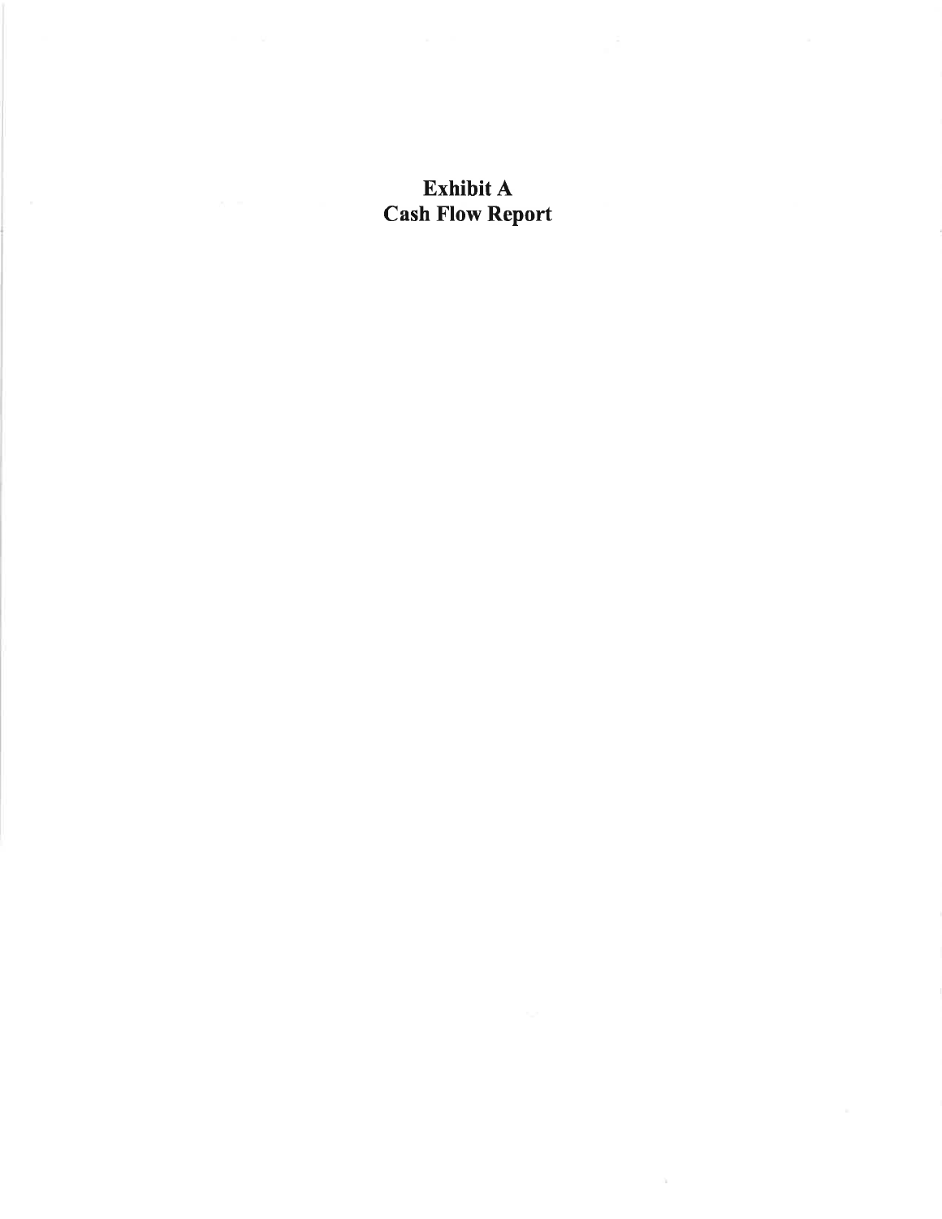# Exhibit A
# Cash Flow Report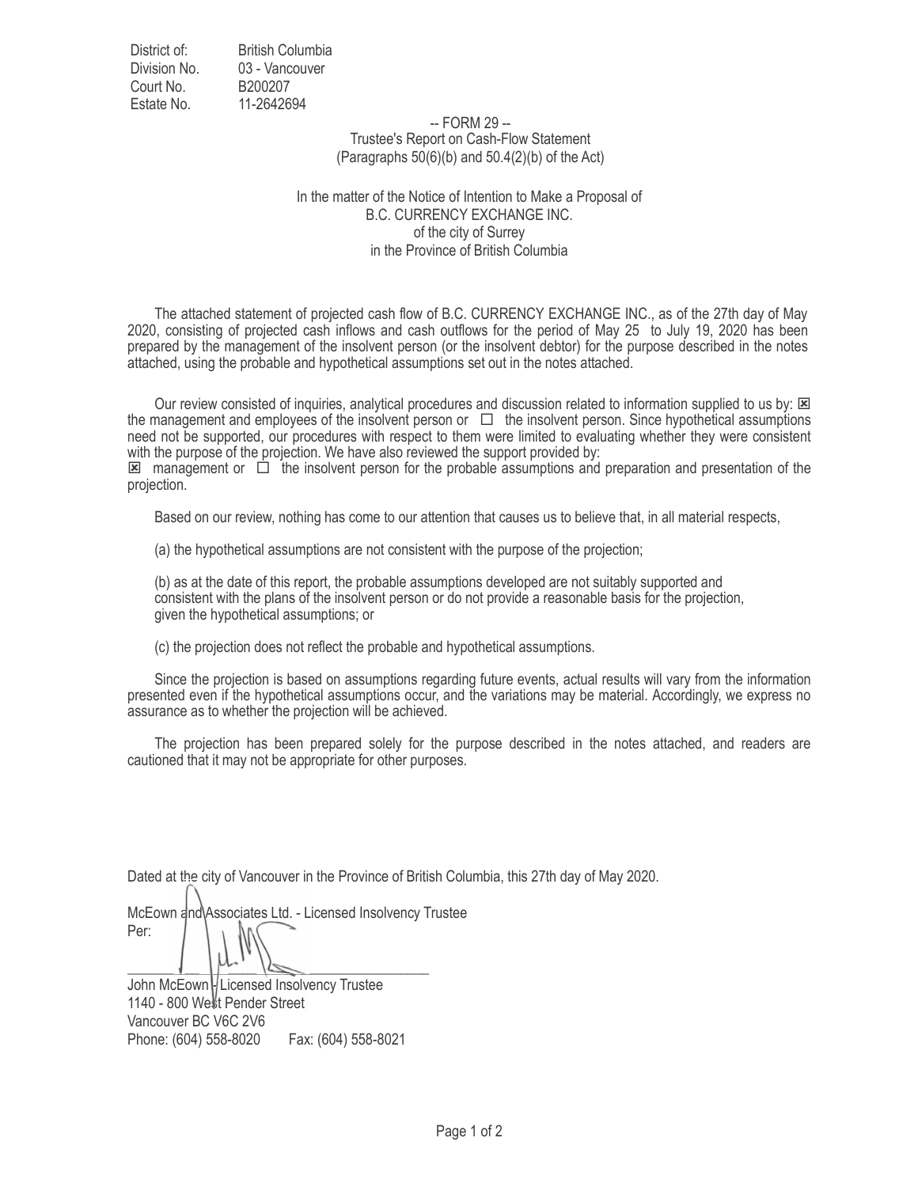District of: British Columbia
Division No. 03 - Vancouver
Court No. B200207
Estate No. 11-2642694

-- FORM 29 --
Trustee's Report on Cash-Flow Statement
(Paragraphs 50(6)(b) and 50.4(2)(b) of the Act)

In the matter of the Notice of Intention to Make a Proposal of
B.C. CURRENCY EXCHANGE INC.
of the city of Surrey
in the Province of British Columbia

The attached statement of projected cash flow of B.C. CURRENCY EXCHANGE INC., as of the 27th day of May 2020, consisting of projected cash inflows and cash outflows for the period of May 25 to July 19, 2020 has been prepared by the management of the insolvent person (or the insolvent debtor) for the purpose described in the notes attached, using the probable and hypothetical assumptions set out in the notes attached.

Our review consisted of inquiries, analytical procedures and discussion related to information supplied to us by: ☒ the management and employees of the insolvent person or ☐ the insolvent person. Since hypothetical assumptions need not be supported, our procedures with respect to them were limited to evaluating whether they were consistent with the purpose of the projection. We have also reviewed the support provided by:
☒ management or ☐ the insolvent person for the probable assumptions and preparation and presentation of the projection.

Based on our review, nothing has come to our attention that causes us to believe that, in all material respects,

(a) the hypothetical assumptions are not consistent with the purpose of the projection;

(b) as at the date of this report, the probable assumptions developed are not suitably supported and consistent with the plans of the insolvent person or do not provide a reasonable basis for the projection, given the hypothetical assumptions; or

(c) the projection does not reflect the probable and hypothetical assumptions.

Since the projection is based on assumptions regarding future events, actual results will vary from the information presented even if the hypothetical assumptions occur, and the variations may be material. Accordingly, we express no assurance as to whether the projection will be achieved.

The projection has been prepared solely for the purpose described in the notes attached, and readers are cautioned that it may not be appropriate for other purposes.

Dated at the city of Vancouver in the Province of British Columbia, this 27th day of May 2020.

McEown and Associates Ltd. - Licensed Insolvency Trustee
Per:

_______________________________

John McEown - Licensed Insolvency Trustee
1140 - 800 West Pender Street
Vancouver BC V6C 2V6
Phone: (604) 558-8020 Fax: (604) 558-8021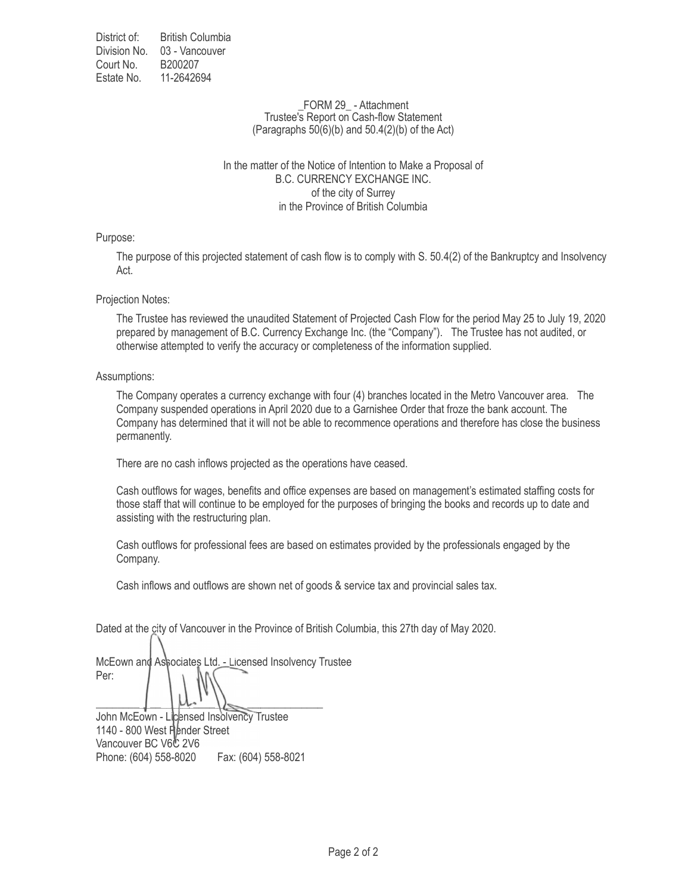District of: British Columbia
Division No. 03 - Vancouver
Court No. B200207
Estate No. 11-2642694

_FORM 29_ - Attachment
Trustee's Report on Cash-flow Statement
(Paragraphs 50(6)(b) and 50.4(2)(b) of the Act)

In the matter of the Notice of Intention to Make a Proposal of
B.C. CURRENCY EXCHANGE INC.
of the city of Surrey
in the Province of British Columbia

Purpose:

The purpose of this projected statement of cash flow is to comply with S. 50.4(2) of the Bankruptcy and Insolvency Act.

Projection Notes:

The Trustee has reviewed the unaudited Statement of Projected Cash Flow for the period May 25 to July 19, 2020 prepared by management of B.C. Currency Exchange Inc. (the "Company"). The Trustee has not audited, or otherwise attempted to verify the accuracy or completeness of the information supplied.

Assumptions:

The Company operates a currency exchange with four (4) branches located in the Metro Vancouver area. The Company suspended operations in April 2020 due to a Garnishee Order that froze the bank account. The Company has determined that it will not be able to recommence operations and therefore has close the business permanently.

There are no cash inflows projected as the operations have ceased.

Cash outflows for wages, benefits and office expenses are based on management's estimated staffing costs for those staff that will continue to be employed for the purposes of bringing the books and records up to date and assisting with the restructuring plan.

Cash outflows for professional fees are based on estimates provided by the professionals engaged by the Company.

Cash inflows and outflows are shown net of goods & service tax and provincial sales tax.

Dated at the city of Vancouver in the Province of British Columbia, this 27th day of May 2020.

McEown and Associates Ltd. - Licensed Insolvency Trustee
Per:

_________________________________________
John McEown - Licensed Insolvency Trustee
1140 - 800 West Pender Street
Vancouver BC V6C 2V6
Phone: (604) 558-8020 Fax: (604) 558-8021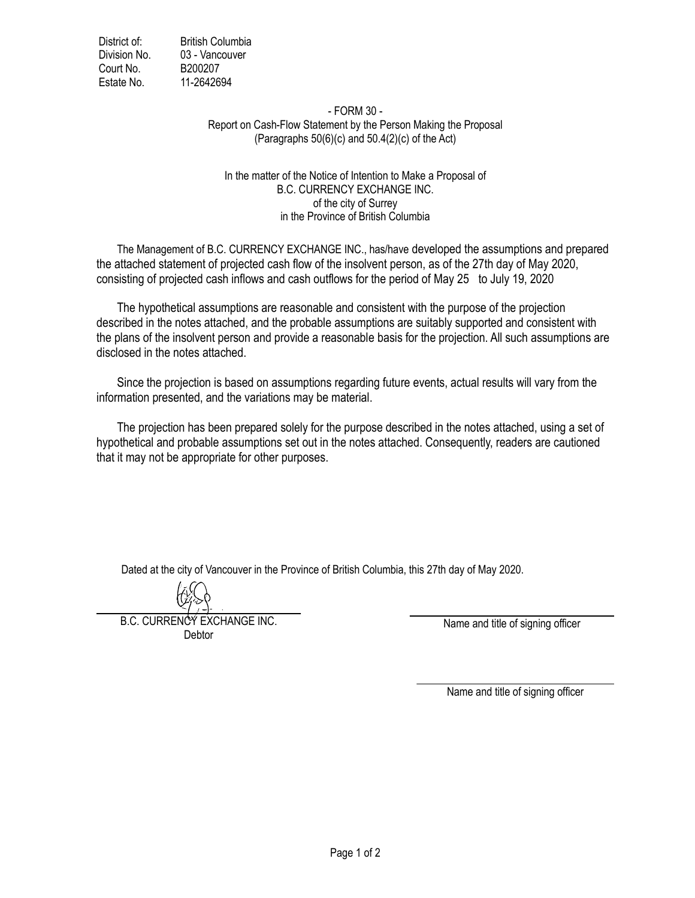District of: British Columbia
Division No. 03 - Vancouver
Court No. B200207
Estate No. 11-2642694

- FORM 30 -

Report on Cash-Flow Statement by the Person Making the Proposal
(Paragraphs 50(6)(c) and 50.4(2)(c) of the Act)

In the matter of the Notice of Intention to Make a Proposal of
B.C. CURRENCY EXCHANGE INC.
of the city of Surrey
in the Province of British Columbia

The Management of B.C. CURRENCY EXCHANGE INC., has/have developed the assumptions and prepared the attached statement of projected cash flow of the insolvent person, as of the 27th day of May 2020, consisting of projected cash inflows and cash outflows for the period of May 25 to July 19, 2020

The hypothetical assumptions are reasonable and consistent with the purpose of the projection described in the notes attached, and the probable assumptions are suitably supported and consistent with the plans of the insolvent person and provide a reasonable basis for the projection. All such assumptions are disclosed in the notes attached.

Since the projection is based on assumptions regarding future events, actual results will vary from the information presented, and the variations may be material.

The projection has been prepared solely for the purpose described in the notes attached, using a set of hypothetical and probable assumptions set out in the notes attached. Consequently, readers are cautioned that it may not be appropriate for other purposes.

Dated at the city of Vancouver in the Province of British Columbia, this 27th day of May 2020.

B.C. CURRENCY EXCHANGE INC.
Debtor

Name and title of signing officer

Name and title of signing officer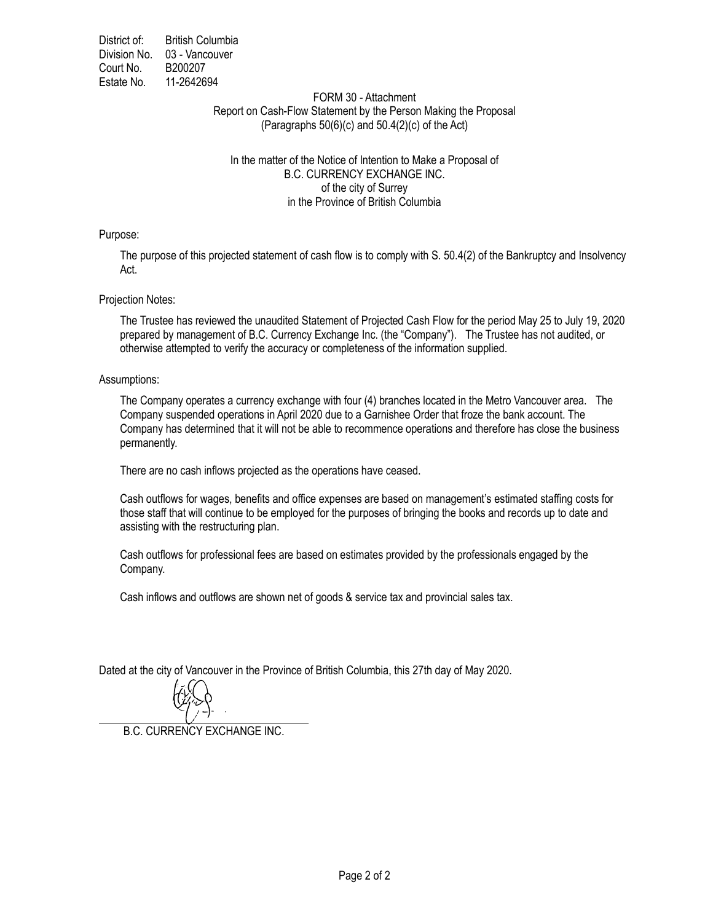District of: British Columbia
Division No. 03 - Vancouver
Court No. B200207
Estate No. 11-2642694

FORM 30 - Attachment
Report on Cash-Flow Statement by the Person Making the Proposal
(Paragraphs 50(6)(c) and 50.4(2)(c) of the Act)

In the matter of the Notice of Intention to Make a Proposal of
B.C. CURRENCY EXCHANGE INC.
of the city of Surrey
in the Province of British Columbia

Purpose:

The purpose of this projected statement of cash flow is to comply with S. 50.4(2) of the Bankruptcy and Insolvency Act.

Projection Notes:

The Trustee has reviewed the unaudited Statement of Projected Cash Flow for the period May 25 to July 19, 2020 prepared by management of B.C. Currency Exchange Inc. (the "Company"). The Trustee has not audited, or otherwise attempted to verify the accuracy or completeness of the information supplied.

Assumptions:

The Company operates a currency exchange with four (4) branches located in the Metro Vancouver area. The Company suspended operations in April 2020 due to a Garnishee Order that froze the bank account. The Company has determined that it will not be able to recommence operations and therefore has close the business permanently.

There are no cash inflows projected as the operations have ceased.

Cash outflows for wages, benefits and office expenses are based on management's estimated staffing costs for those staff that will continue to be employed for the purposes of bringing the books and records up to date and assisting with the restructuring plan.

Cash outflows for professional fees are based on estimates provided by the professionals engaged by the Company.

Cash inflows and outflows are shown net of goods & service tax and provincial sales tax.

Dated at the city of Vancouver in the Province of British Columbia, this 27th day of May 2020.

B.C. CURRENCY EXCHANGE INC.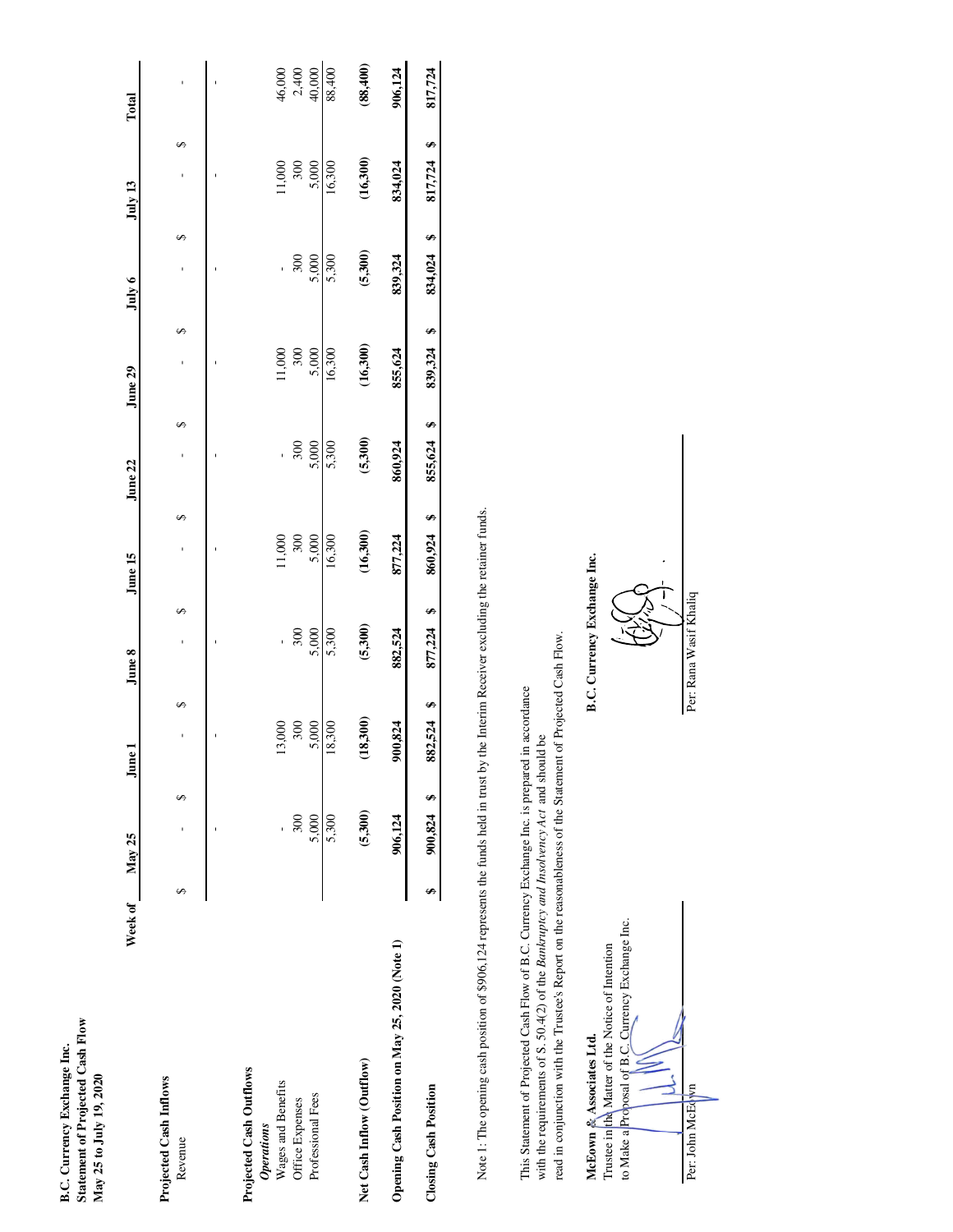**B.C. Currency Exchange Inc.**
**Statement of Projected Cash Flow**
**May 25 to July 19, 2020**

| Week of | May 25 | June 1 | June 8 | June 15 | June 22 | June 29 | July 6 | July 13 | Total |
|---|---|---|---|---|---|---|---|---|---|
| **Projected Cash Inflows** | | | | | | | | | |
| Revenue | $ - | $ - | $ - | $ - | $ - | $ - | $ - | $ - | $ - |
| | - | - | - | - | - | - | - | - | - |
| **Projected Cash Outflows** | | | | | | | | | |
| ***Operations*** | | | | | | | | | |
| Wages and Benefits | - | 13,000 | - | 11,000 | - | 11,000 | - | 11,000 | 46,000 |
| Office Expenses | 300 | 300 | 300 | 300 | 300 | 300 | 300 | 300 | 2,400 |
| Professional Fees | 5,000 | 5,000 | 5,000 | 5,000 | 5,000 | 5,000 | 5,000 | 5,000 | 40,000 |
| | 5,300 | 18,300 | 5,300 | 16,300 | 5,300 | 16,300 | 5,300 | 16,300 | 88,400 |
| **Net Cash Inflow (Outflow)** | **(5,300)** | **(18,300)** | **(5,300)** | **(16,300)** | **(5,300)** | **(16,300)** | **(5,300)** | **(16,300)** | **(88,400)** |
| **Opening Cash Position on May 25, 2020 (Note 1)** | **906,124** | **900,824** | **882,524** | **877,224** | **860,924** | **855,624** | **839,324** | **834,024** | **906,124** |
| **Closing Cash Position** | **$ 900,824** | **$ 882,524** | **$ 877,224** | **$ 860,924** | **$ 855,624** | **$ 839,324** | **$ 834,024** | **$ 817,724** | **$ 817,724** |

Note 1: The opening cash position of $906,124 represents the funds held in trust by the Interim Receiver excluding the retainer funds.

This Statement of Projected Cash Flow of B.C. Currency Exchange Inc. is prepared in accordance with the requirements of S. 50.4(2) of the *Bankruptcy and Insolvency Act* and should be read in conjunction with the Trustee's Report on the reasonableness of the Statement of Projected Cash Flow.

**McEown & Associates Ltd.**
Trustee in the Matter of the Notice of Intention
to Make a Proposal of B.C. Currency Exchange Inc.

Per: John McEown

**B.C. Currency Exchange Inc.**

Per: Rana Wasif Khaliq